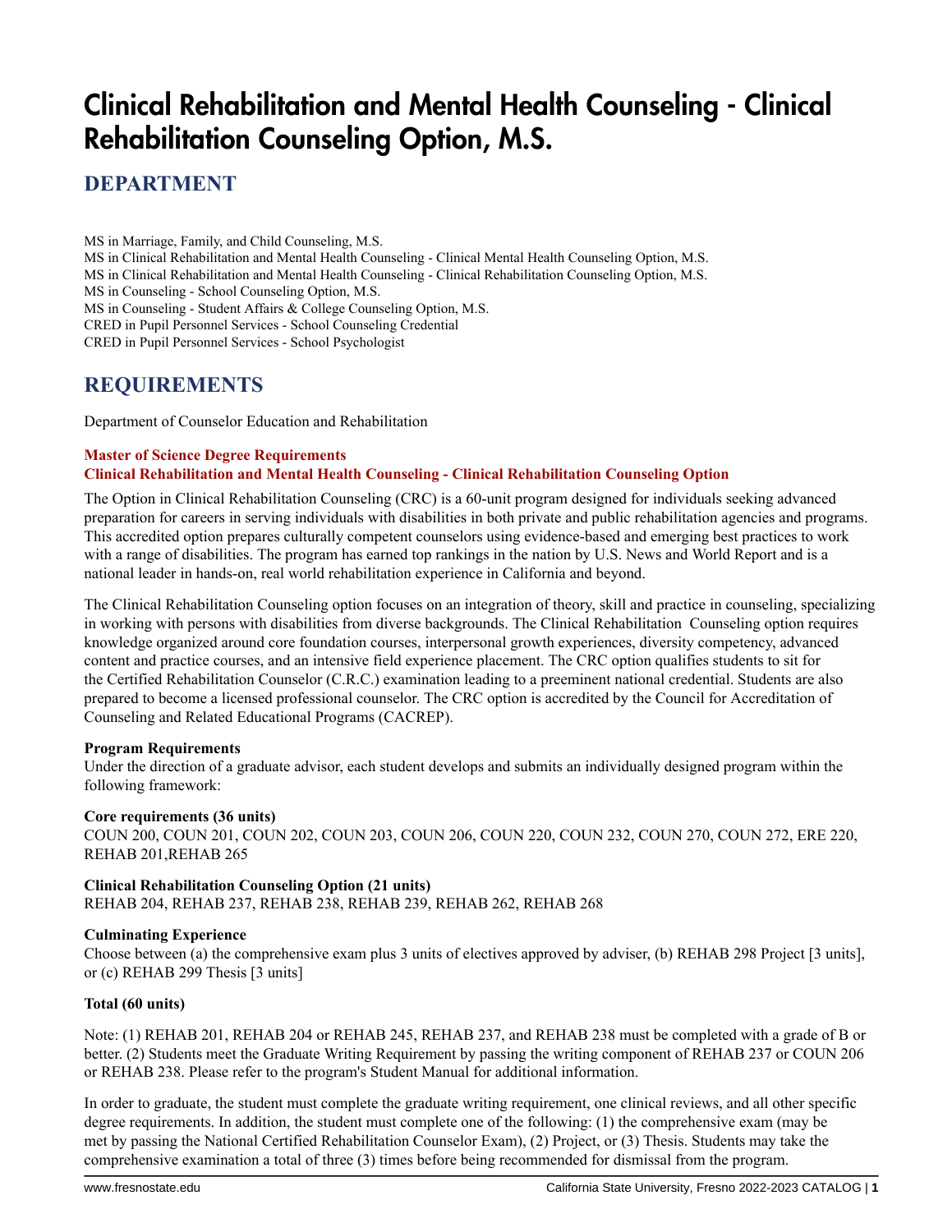# Clinical Rehabilitation and Mental Health Counseling - Clinical Rehabilitation Counseling Option, M.S.

## DEPARTMENT

MS in Marriage, Family, and Child Counseling, M.S.
MS in Clinical Rehabilitation and Mental Health Counseling - Clinical Mental Health Counseling Option, M.S.
MS in Clinical Rehabilitation and Mental Health Counseling - Clinical Rehabilitation Counseling Option, M.S.
MS in Counseling - School Counseling Option, M.S.
MS in Counseling - Student Affairs & College Counseling Option, M.S.
CRED in Pupil Personnel Services - School Counseling Credential
CRED in Pupil Personnel Services - School Psychologist

## REQUIREMENTS

Department of Counselor Education and Rehabilitation

### Master of Science Degree Requirements
### Clinical Rehabilitation and Mental Health Counseling - Clinical Rehabilitation Counseling Option

The Option in Clinical Rehabilitation Counseling (CRC) is a 60-unit program designed for individuals seeking advanced preparation for careers in serving individuals with disabilities in both private and public rehabilitation agencies and programs. This accredited option prepares culturally competent counselors using evidence-based and emerging best practices to work with a range of disabilities. The program has earned top rankings in the nation by U.S. News and World Report and is a national leader in hands-on, real world rehabilitation experience in California and beyond.

The Clinical Rehabilitation Counseling option focuses on an integration of theory, skill and practice in counseling, specializing in working with persons with disabilities from diverse backgrounds. The Clinical Rehabilitation Counseling option requires knowledge organized around core foundation courses, interpersonal growth experiences, diversity competency, advanced content and practice courses, and an intensive field experience placement. The CRC option qualifies students to sit for the Certified Rehabilitation Counselor (C.R.C.) examination leading to a preeminent national credential. Students are also prepared to become a licensed professional counselor. The CRC option is accredited by the Council for Accreditation of Counseling and Related Educational Programs (CACREP).

**Program Requirements**
Under the direction of a graduate advisor, each student develops and submits an individually designed program within the following framework:

**Core requirements (36 units)**
COUN 200, COUN 201, COUN 202, COUN 203, COUN 206, COUN 220, COUN 232, COUN 270, COUN 272, ERE 220, REHAB 201,REHAB 265

**Clinical Rehabilitation Counseling Option (21 units)**
REHAB 204, REHAB 237, REHAB 238, REHAB 239, REHAB 262, REHAB 268

**Culminating Experience**
Choose between (a) the comprehensive exam plus 3 units of electives approved by adviser, (b) REHAB 298 Project [3 units], or (c) REHAB 299 Thesis [3 units]

**Total (60 units)**

Note: (1) REHAB 201, REHAB 204 or REHAB 245, REHAB 237, and REHAB 238 must be completed with a grade of B or better. (2) Students meet the Graduate Writing Requirement by passing the writing component of REHAB 237 or COUN 206 or REHAB 238. Please refer to the program's Student Manual for additional information.

In order to graduate, the student must complete the graduate writing requirement, one clinical reviews, and all other specific degree requirements. In addition, the student must complete one of the following: (1) the comprehensive exam (may be met by passing the National Certified Rehabilitation Counselor Exam), (2) Project, or (3) Thesis. Students may take the comprehensive examination a total of three (3) times before being recommended for dismissal from the program.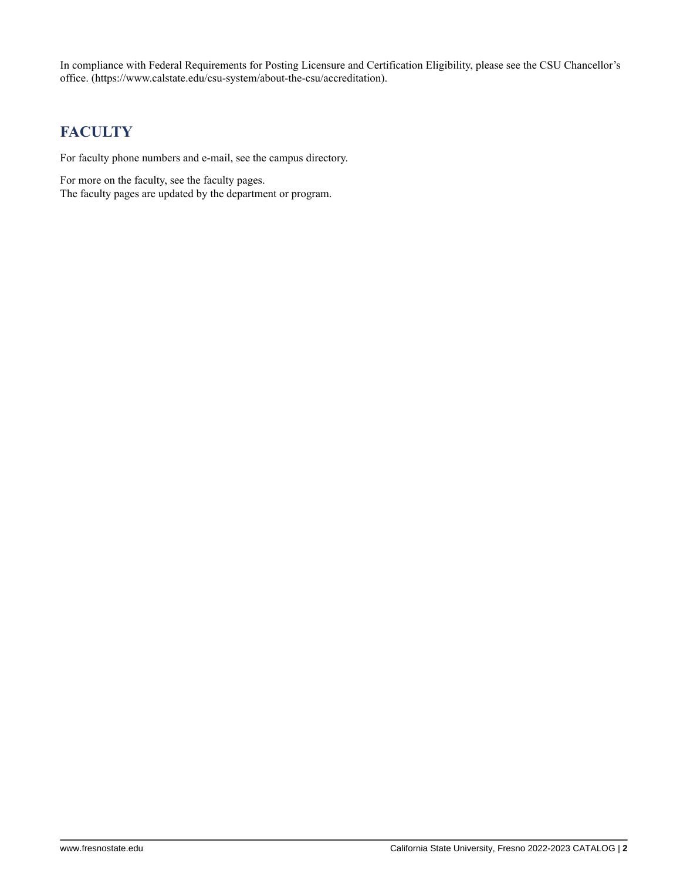In compliance with Federal Requirements for Posting Licensure and Certification Eligibility, please see the CSU Chancellor's office. (https://www.calstate.edu/csu-system/about-the-csu/accreditation).

## FACULTY

For faculty phone numbers and e-mail, see the campus directory.

For more on the faculty, see the faculty pages.
The faculty pages are updated by the department or program.